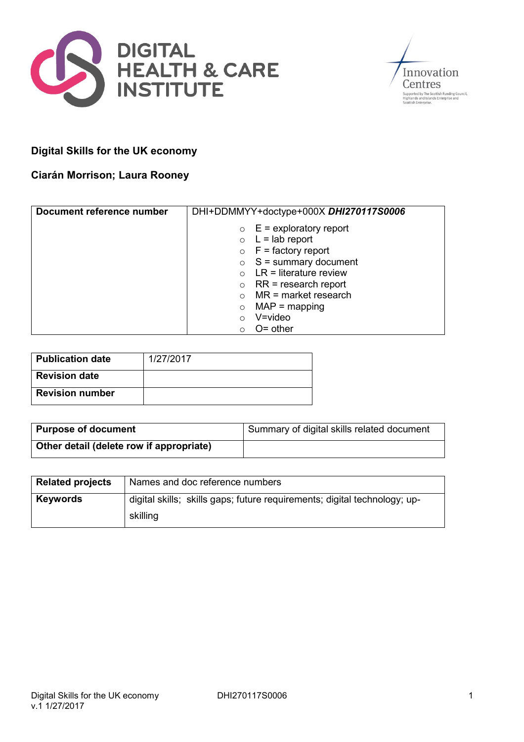DIGITAL HEALTH & CARE INSTITUTE

Innovation Centres

Supported by The Scottish Funding Council, Highlands and Islands Enterprise and Scottish Enterprise.

**Digital Skills for the UK economy**

**Ciarán Morrison; Laura Rooney**

| **Document reference number** | DHI+DDMMYY+doctype+000X ***DHI270117S0006*** |
|---|---|
| | ○ E = exploratory report<br>○ L = lab report<br>○ F = factory report<br>○ S = summary document<br>○ LR = literature review<br>○ RR = research report<br>○ MR = market research<br>○ MAP = mapping<br>○ V=video<br>○ O= other |

| **Publication date** | 1/27/2017 |
|---|---|
| **Revision date** | |
| **Revision number** | |

| **Purpose of document** | Summary of digital skills related document |
|---|---|
| **Other detail (delete row if appropriate)** | |

| **Related projects** | Names and doc reference numbers |
|---|---|
| **Keywords** | digital skills; skills gaps; future requirements; digital technology; up-skilling |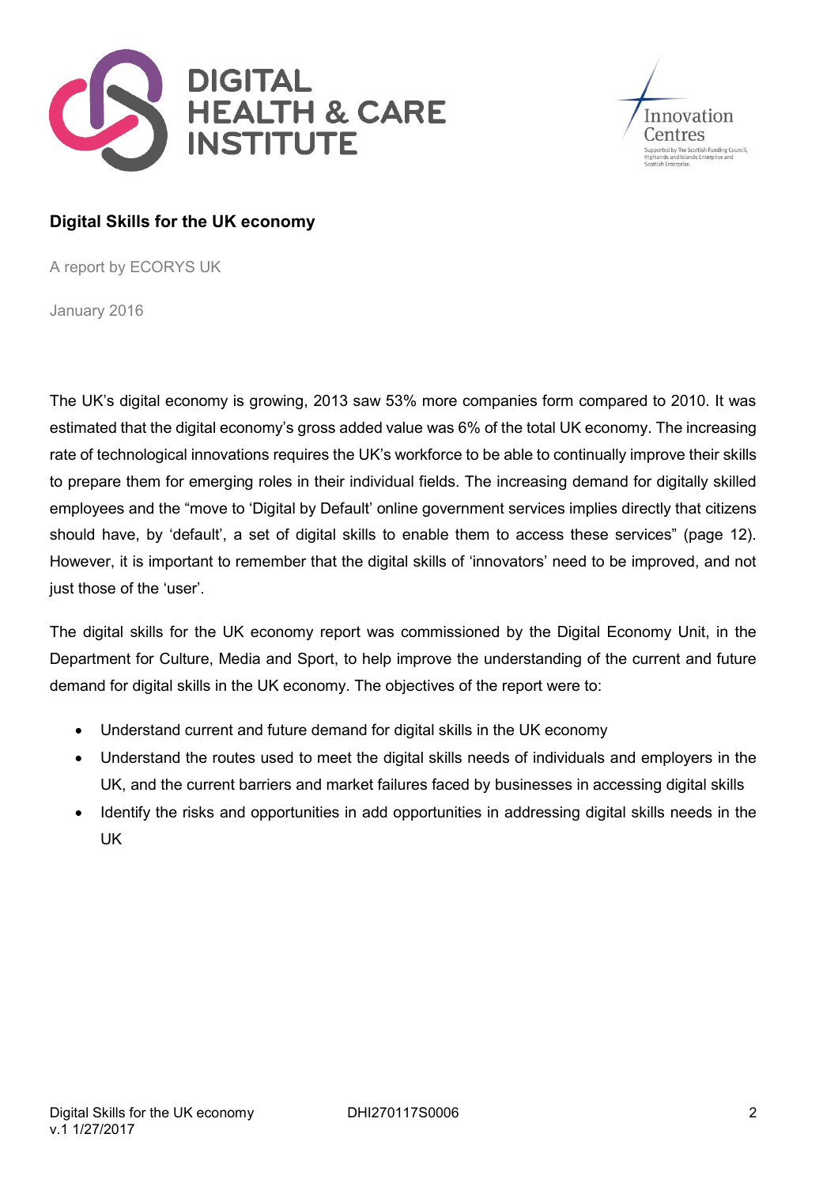## Digital Skills for the UK economy

A report by ECORYS UK

January 2016

The UK's digital economy is growing, 2013 saw 53% more companies form compared to 2010. It was estimated that the digital economy's gross added value was 6% of the total UK economy. The increasing rate of technological innovations requires the UK's workforce to be able to continually improve their skills to prepare them for emerging roles in their individual fields. The increasing demand for digitally skilled employees and the "move to 'Digital by Default' online government services implies directly that citizens should have, by 'default', a set of digital skills to enable them to access these services" (page 12). However, it is important to remember that the digital skills of 'innovators' need to be improved, and not just those of the 'user'.

The digital skills for the UK economy report was commissioned by the Digital Economy Unit, in the Department for Culture, Media and Sport, to help improve the understanding of the current and future demand for digital skills in the UK economy. The objectives of the report were to:

- Understand current and future demand for digital skills in the UK economy
- Understand the routes used to meet the digital skills needs of individuals and employers in the UK, and the current barriers and market failures faced by businesses in accessing digital skills
- Identify the risks and opportunities in add opportunities in addressing digital skills needs in the UK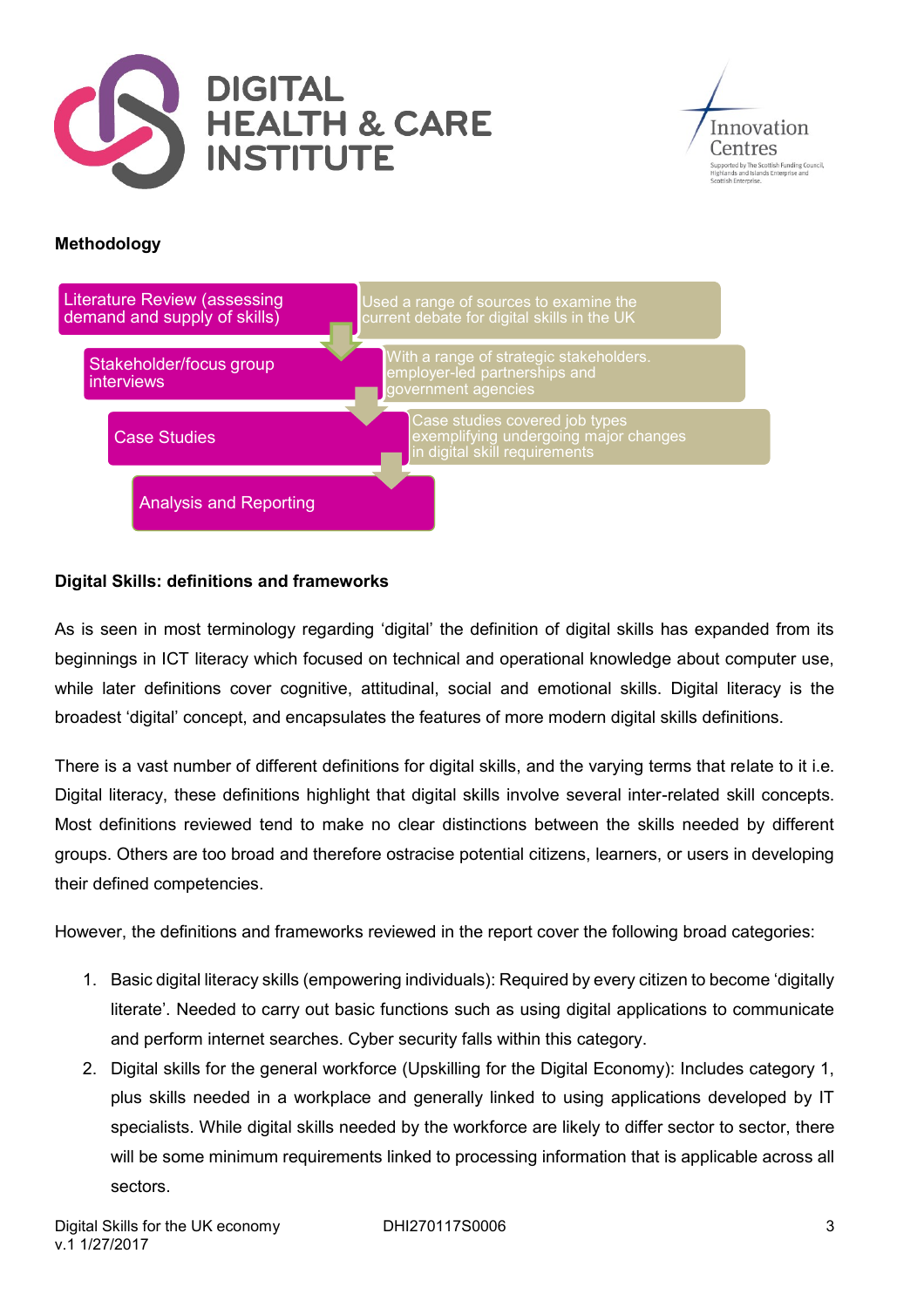**Methodology**

| Stage | Description |
| --- | --- |
| Literature Review (assessing demand and supply of skills) | Used a range of sources to examine the current debate for digital skills in the UK |
| Stakeholder/focus group interviews | With a range of strategic stakeholders. employer-led partnerships and government agencies |
| Case Studies | Case studies covered job types exemplifying undergoing major changes in digital skill requirements |
| Analysis and Reporting | |

**Digital Skills: definitions and frameworks**

As is seen in most terminology regarding 'digital' the definition of digital skills has expanded from its beginnings in ICT literacy which focused on technical and operational knowledge about computer use, while later definitions cover cognitive, attitudinal, social and emotional skills. Digital literacy is the broadest 'digital' concept, and encapsulates the features of more modern digital skills definitions.

There is a vast number of different definitions for digital skills, and the varying terms that relate to it i.e. Digital literacy, these definitions highlight that digital skills involve several inter-related skill concepts. Most definitions reviewed tend to make no clear distinctions between the skills needed by different groups. Others are too broad and therefore ostracise potential citizens, learners, or users in developing their defined competencies.

However, the definitions and frameworks reviewed in the report cover the following broad categories:

1. Basic digital literacy skills (empowering individuals): Required by every citizen to become 'digitally literate'. Needed to carry out basic functions such as using digital applications to communicate and perform internet searches. Cyber security falls within this category.
2. Digital skills for the general workforce (Upskilling for the Digital Economy): Includes category 1, plus skills needed in a workplace and generally linked to using applications developed by IT specialists. While digital skills needed by the workforce are likely to differ sector to sector, there will be some minimum requirements linked to processing information that is applicable across all sectors.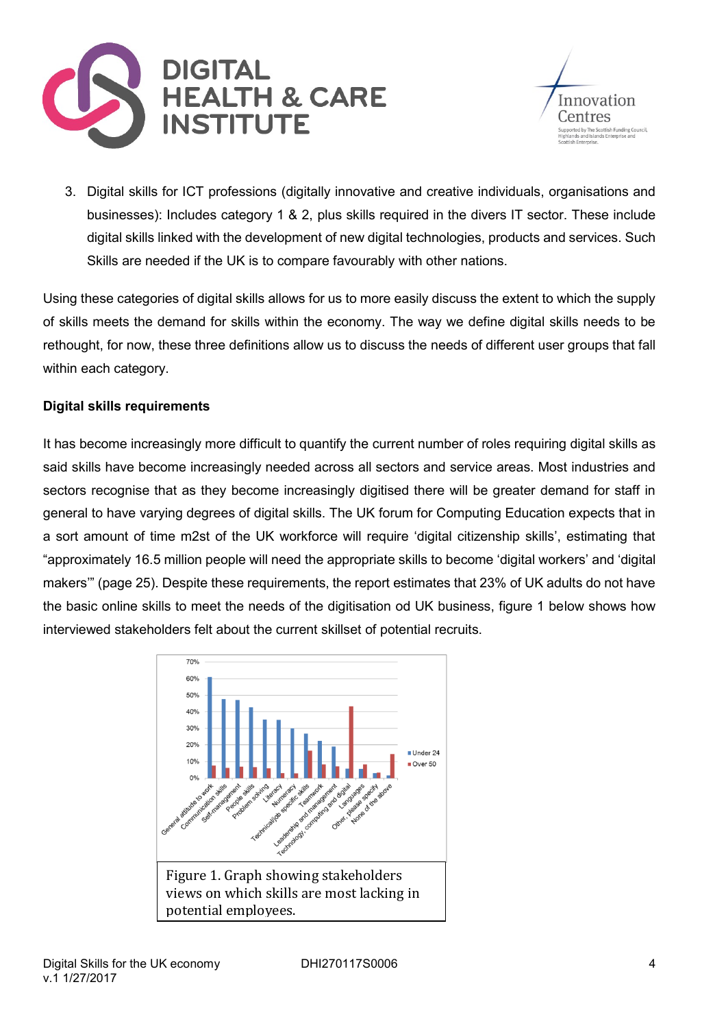3. Digital skills for ICT professions (digitally innovative and creative individuals, organisations and businesses): Includes category 1 & 2, plus skills required in the divers IT sector. These include digital skills linked with the development of new digital technologies, products and services. Such Skills are needed if the UK is to compare favourably with other nations.

Using these categories of digital skills allows for us to more easily discuss the extent to which the supply of skills meets the demand for skills within the economy. The way we define digital skills needs to be rethought, for now, these three definitions allow us to discuss the needs of different user groups that fall within each category.

**Digital skills requirements**

It has become increasingly more difficult to quantify the current number of roles requiring digital skills as said skills have become increasingly needed across all sectors and service areas. Most industries and sectors recognise that as they become increasingly digitised there will be greater demand for staff in general to have varying degrees of digital skills. The UK forum for Computing Education expects that in a sort amount of time m2st of the UK workforce will require 'digital citizenship skills', estimating that "approximately 16.5 million people will need the appropriate skills to become 'digital workers' and 'digital makers'" (page 25). Despite these requirements, the report estimates that 23% of UK adults do not have the basic online skills to meet the needs of the digitisation od UK business, figure 1 below shows how interviewed stakeholders felt about the current skillset of potential recruits.

Figure 1. Graph showing stakeholders views on which skills are most lacking in potential employees.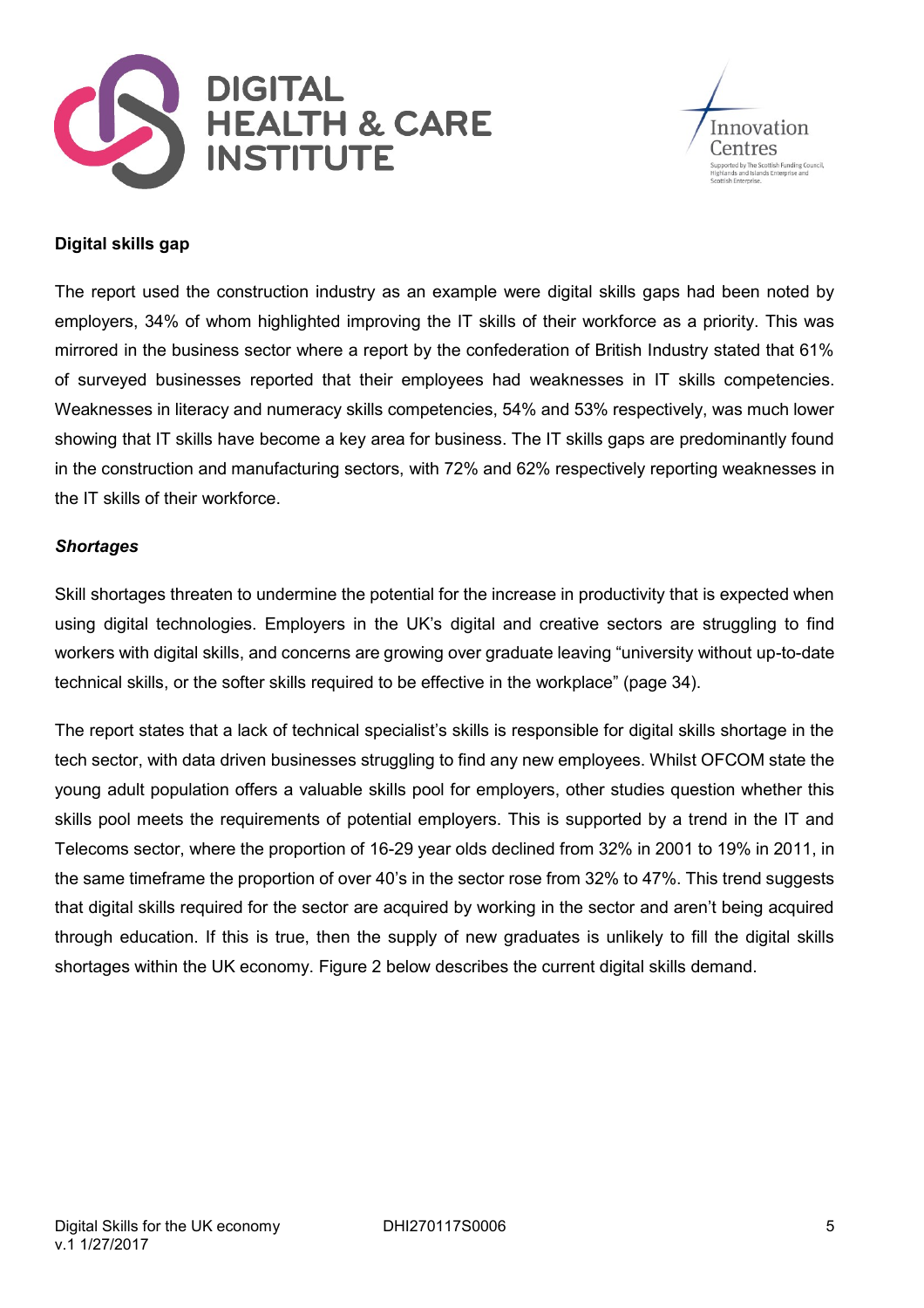**Digital skills gap**

The report used the construction industry as an example were digital skills gaps had been noted by employers, 34% of whom highlighted improving the IT skills of their workforce as a priority. This was mirrored in the business sector where a report by the confederation of British Industry stated that 61% of surveyed businesses reported that their employees had weaknesses in IT skills competencies. Weaknesses in literacy and numeracy skills competencies, 54% and 53% respectively, was much lower showing that IT skills have become a key area for business. The IT skills gaps are predominantly found in the construction and manufacturing sectors, with 72% and 62% respectively reporting weaknesses in the IT skills of their workforce.

***Shortages***

Skill shortages threaten to undermine the potential for the increase in productivity that is expected when using digital technologies. Employers in the UK's digital and creative sectors are struggling to find workers with digital skills, and concerns are growing over graduate leaving "university without up-to-date technical skills, or the softer skills required to be effective in the workplace" (page 34).

The report states that a lack of technical specialist's skills is responsible for digital skills shortage in the tech sector, with data driven businesses struggling to find any new employees. Whilst OFCOM state the young adult population offers a valuable skills pool for employers, other studies question whether this skills pool meets the requirements of potential employers. This is supported by a trend in the IT and Telecoms sector, where the proportion of 16-29 year olds declined from 32% in 2001 to 19% in 2011, in the same timeframe the proportion of over 40's in the sector rose from 32% to 47%. This trend suggests that digital skills required for the sector are acquired by working in the sector and aren't being acquired through education. If this is true, then the supply of new graduates is unlikely to fill the digital skills shortages within the UK economy. Figure 2 below describes the current digital skills demand.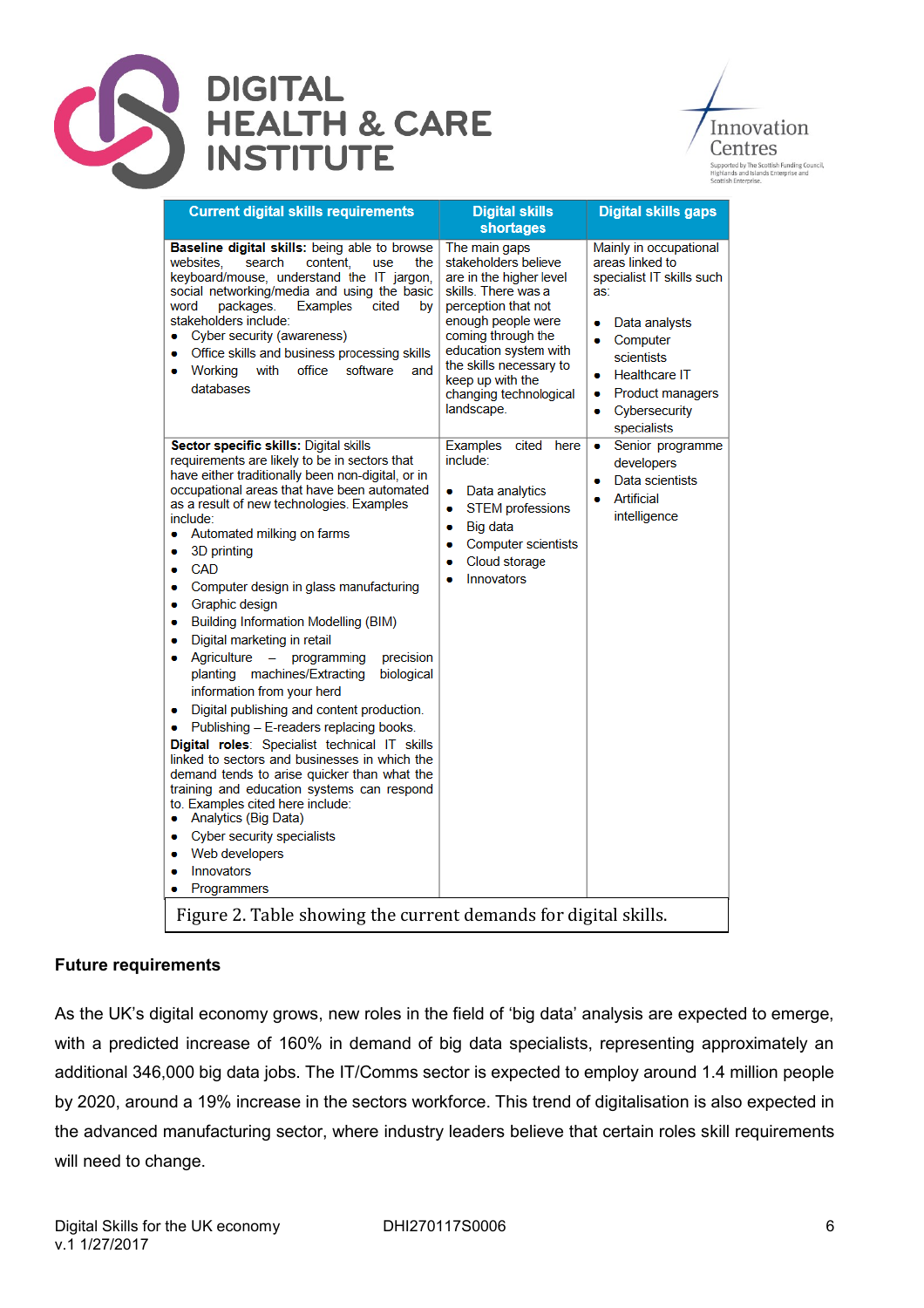| Current digital skills requirements | Digital skills shortages | Digital skills gaps |
|---|---|---|
| **Baseline digital skills:** being able to browse websites, search content, use the keyboard/mouse, understand the IT jargon, social networking/media and using the basic word packages. Examples cited by stakeholders include:<br>• Cyber security (awareness)<br>• Office skills and business processing skills<br>• Working with office software and databases | The main gaps stakeholders believe are in the higher level skills. There was a perception that not enough people were coming through the education system with the skills necessary to keep up with the changing technological landscape. | Mainly in occupational areas linked to specialist IT skills such as:<br>• Data analysts<br>• Computer scientists<br>• Healthcare IT<br>• Product managers<br>• Cybersecurity specialists |
| **Sector specific skills:** Digital skills requirements are likely to be in sectors that have either traditionally been non-digital, or in occupational areas that have been automated as a result of new technologies. Examples include:<br>• Automated milking on farms<br>• 3D printing<br>• CAD<br>• Computer design in glass manufacturing<br>• Graphic design<br>• Building Information Modelling (BIM)<br>• Digital marketing in retail<br>• Agriculture – programming precision planting machines/Extracting biological information from your herd<br>• Digital publishing and content production.<br>• Publishing – E-readers replacing books.<br>**Digital roles**: Specialist technical IT skills linked to sectors and businesses in which the demand tends to arise quicker than what the training and education systems can respond to. Examples cited here include:<br>• Analytics (Big Data)<br>• Cyber security specialists<br>• Web developers<br>• Innovators<br>• Programmers | Examples cited here include:<br>• Data analytics<br>• STEM professions<br>• Big data<br>• Computer scientists<br>• Cloud storage<br>• Innovators | • Senior programme developers<br>• Data scientists<br>• Artificial intelligence |

Figure 2. Table showing the current demands for digital skills.

**Future requirements**

As the UK's digital economy grows, new roles in the field of 'big data' analysis are expected to emerge, with a predicted increase of 160% in demand of big data specialists, representing approximately an additional 346,000 big data jobs. The IT/Comms sector is expected to employ around 1.4 million people by 2020, around a 19% increase in the sectors workforce. This trend of digitalisation is also expected in the advanced manufacturing sector, where industry leaders believe that certain roles skill requirements will need to change.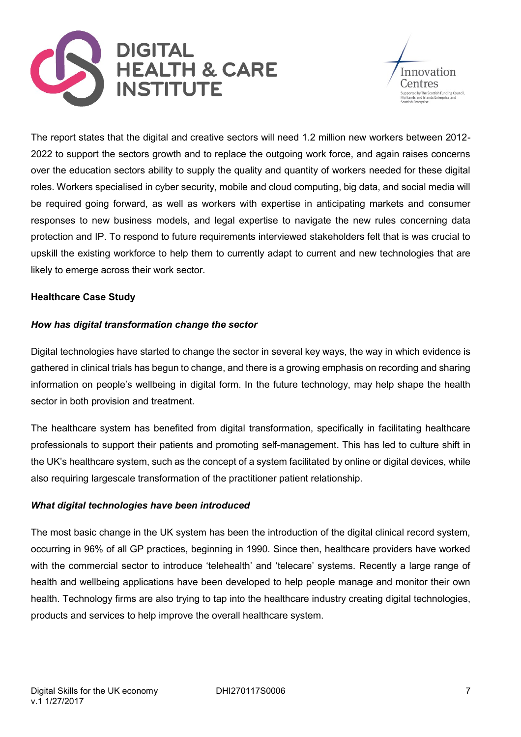The report states that the digital and creative sectors will need 1.2 million new workers between 2012-2022 to support the sectors growth and to replace the outgoing work force, and again raises concerns over the education sectors ability to supply the quality and quantity of workers needed for these digital roles. Workers specialised in cyber security, mobile and cloud computing, big data, and social media will be required going forward, as well as workers with expertise in anticipating markets and consumer responses to new business models, and legal expertise to navigate the new rules concerning data protection and IP. To respond to future requirements interviewed stakeholders felt that is was crucial to upskill the existing workforce to help them to currently adapt to current and new technologies that are likely to emerge across their work sector.

**Healthcare Case Study**

***How has digital transformation change the sector***

Digital technologies have started to change the sector in several key ways, the way in which evidence is gathered in clinical trials has begun to change, and there is a growing emphasis on recording and sharing information on people's wellbeing in digital form. In the future technology, may help shape the health sector in both provision and treatment.

The healthcare system has benefited from digital transformation, specifically in facilitating healthcare professionals to support their patients and promoting self-management. This has led to culture shift in the UK's healthcare system, such as the concept of a system facilitated by online or digital devices, while also requiring largescale transformation of the practitioner patient relationship.

***What digital technologies have been introduced***

The most basic change in the UK system has been the introduction of the digital clinical record system, occurring in 96% of all GP practices, beginning in 1990. Since then, healthcare providers have worked with the commercial sector to introduce 'telehealth' and 'telecare' systems. Recently a large range of health and wellbeing applications have been developed to help people manage and monitor their own health. Technology firms are also trying to tap into the healthcare industry creating digital technologies, products and services to help improve the overall healthcare system.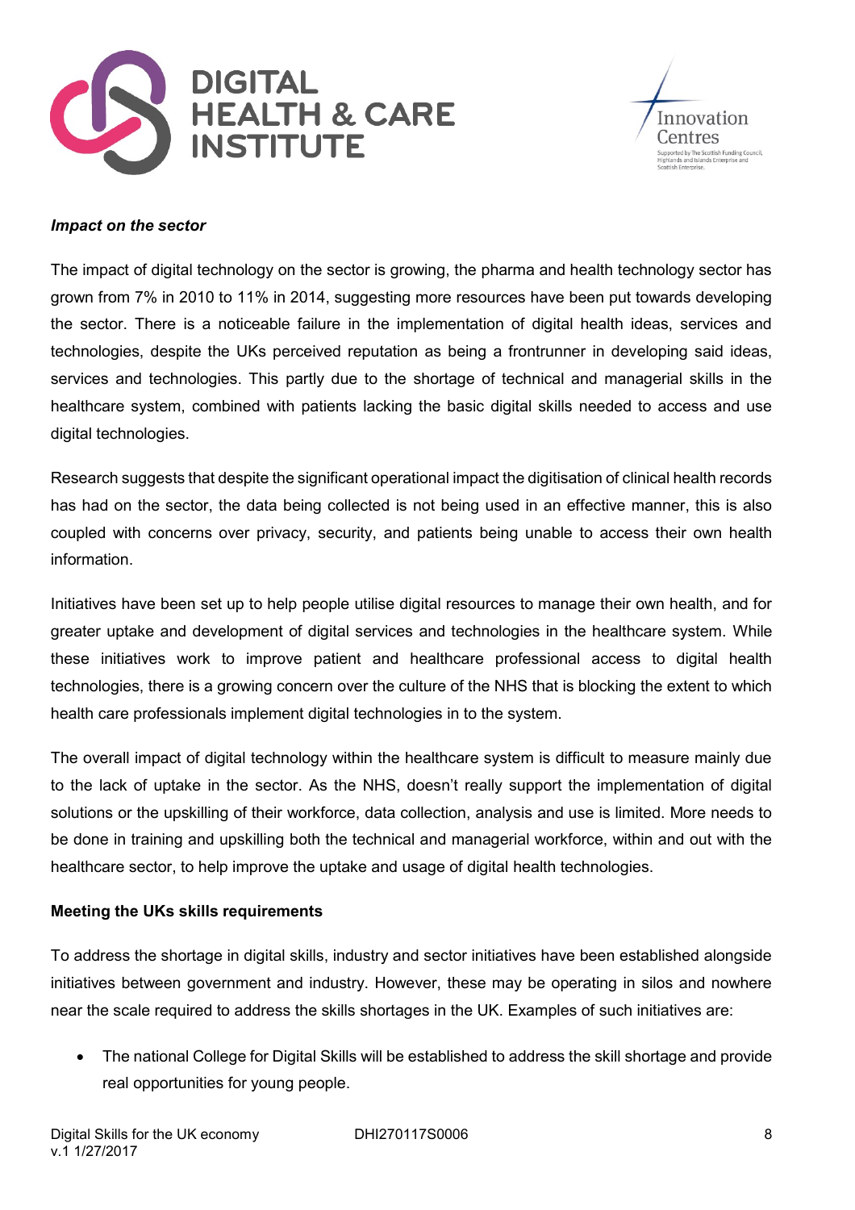***Impact on the sector***

The impact of digital technology on the sector is growing, the pharma and health technology sector has grown from 7% in 2010 to 11% in 2014, suggesting more resources have been put towards developing the sector. There is a noticeable failure in the implementation of digital health ideas, services and technologies, despite the UKs perceived reputation as being a frontrunner in developing said ideas, services and technologies. This partly due to the shortage of technical and managerial skills in the healthcare system, combined with patients lacking the basic digital skills needed to access and use digital technologies.

Research suggests that despite the significant operational impact the digitisation of clinical health records has had on the sector, the data being collected is not being used in an effective manner, this is also coupled with concerns over privacy, security, and patients being unable to access their own health information.

Initiatives have been set up to help people utilise digital resources to manage their own health, and for greater uptake and development of digital services and technologies in the healthcare system. While these initiatives work to improve patient and healthcare professional access to digital health technologies, there is a growing concern over the culture of the NHS that is blocking the extent to which health care professionals implement digital technologies in to the system.

The overall impact of digital technology within the healthcare system is difficult to measure mainly due to the lack of uptake in the sector. As the NHS, doesn't really support the implementation of digital solutions or the upskilling of their workforce, data collection, analysis and use is limited. More needs to be done in training and upskilling both the technical and managerial workforce, within and out with the healthcare sector, to help improve the uptake and usage of digital health technologies.

**Meeting the UKs skills requirements**

To address the shortage in digital skills, industry and sector initiatives have been established alongside initiatives between government and industry. However, these may be operating in silos and nowhere near the scale required to address the skills shortages in the UK. Examples of such initiatives are:

- The national College for Digital Skills will be established to address the skill shortage and provide real opportunities for young people.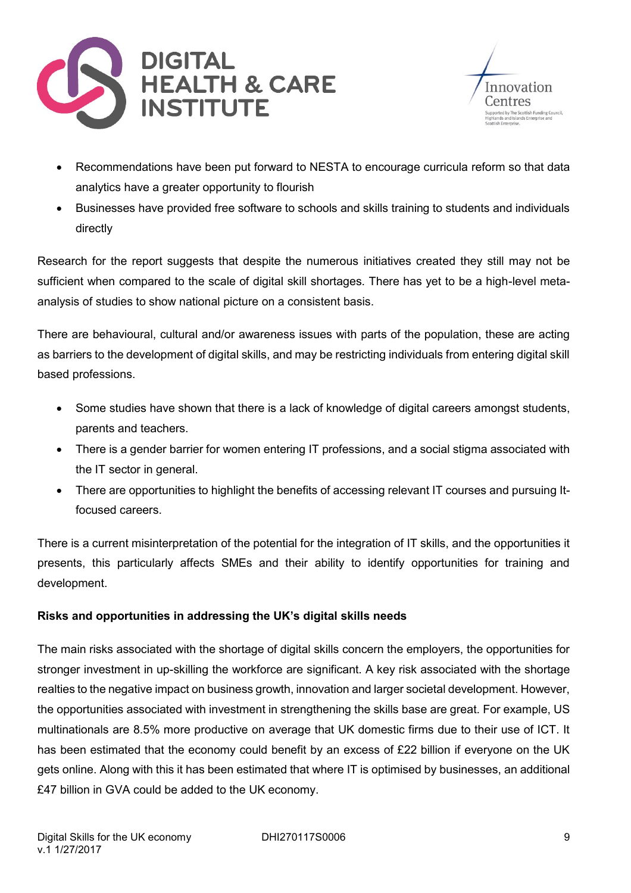- Recommendations have been put forward to NESTA to encourage curricula reform so that data analytics have a greater opportunity to flourish
- Businesses have provided free software to schools and skills training to students and individuals directly

Research for the report suggests that despite the numerous initiatives created they still may not be sufficient when compared to the scale of digital skill shortages. There has yet to be a high-level meta-analysis of studies to show national picture on a consistent basis.

There are behavioural, cultural and/or awareness issues with parts of the population, these are acting as barriers to the development of digital skills, and may be restricting individuals from entering digital skill based professions.

- Some studies have shown that there is a lack of knowledge of digital careers amongst students, parents and teachers.
- There is a gender barrier for women entering IT professions, and a social stigma associated with the IT sector in general.
- There are opportunities to highlight the benefits of accessing relevant IT courses and pursuing It-focused careers.

There is a current misinterpretation of the potential for the integration of IT skills, and the opportunities it presents, this particularly affects SMEs and their ability to identify opportunities for training and development.

**Risks and opportunities in addressing the UK's digital skills needs**

The main risks associated with the shortage of digital skills concern the employers, the opportunities for stronger investment in up-skilling the workforce are significant. A key risk associated with the shortage realties to the negative impact on business growth, innovation and larger societal development. However, the opportunities associated with investment in strengthening the skills base are great. For example, US multinationals are 8.5% more productive on average that UK domestic firms due to their use of ICT. It has been estimated that the economy could benefit by an excess of £22 billion if everyone on the UK gets online. Along with this it has been estimated that where IT is optimised by businesses, an additional £47 billion in GVA could be added to the UK economy.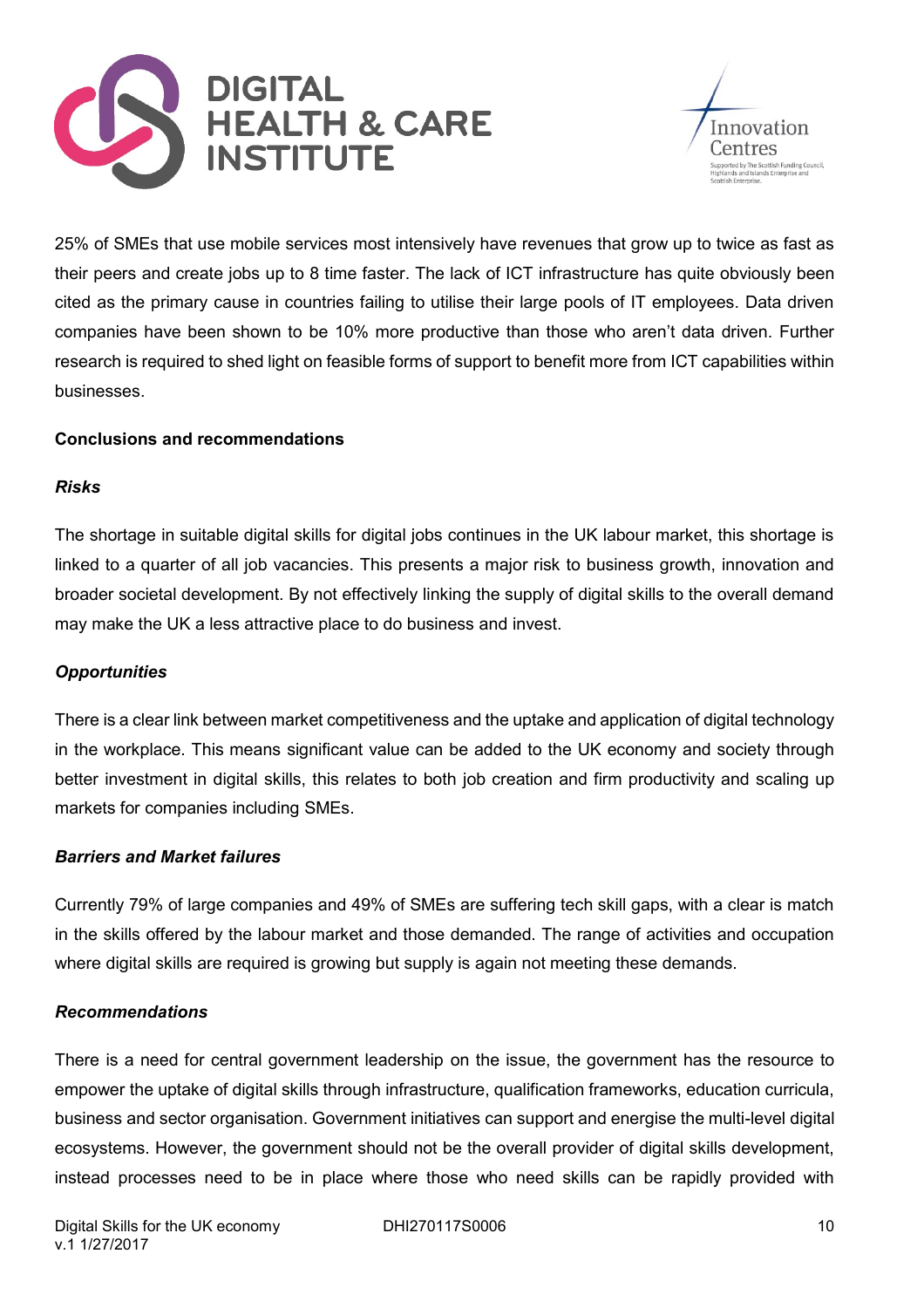25% of SMEs that use mobile services most intensively have revenues that grow up to twice as fast as their peers and create jobs up to 8 time faster. The lack of ICT infrastructure has quite obviously been cited as the primary cause in countries failing to utilise their large pools of IT employees. Data driven companies have been shown to be 10% more productive than those who aren't data driven. Further research is required to shed light on feasible forms of support to benefit more from ICT capabilities within businesses.

**Conclusions and recommendations**

***Risks***

The shortage in suitable digital skills for digital jobs continues in the UK labour market, this shortage is linked to a quarter of all job vacancies. This presents a major risk to business growth, innovation and broader societal development. By not effectively linking the supply of digital skills to the overall demand may make the UK a less attractive place to do business and invest.

***Opportunities***

There is a clear link between market competitiveness and the uptake and application of digital technology in the workplace. This means significant value can be added to the UK economy and society through better investment in digital skills, this relates to both job creation and firm productivity and scaling up markets for companies including SMEs.

***Barriers and Market failures***

Currently 79% of large companies and 49% of SMEs are suffering tech skill gaps, with a clear is match in the skills offered by the labour market and those demanded. The range of activities and occupation where digital skills are required is growing but supply is again not meeting these demands.

***Recommendations***

There is a need for central government leadership on the issue, the government has the resource to empower the uptake of digital skills through infrastructure, qualification frameworks, education curricula, business and sector organisation. Government initiatives can support and energise the multi-level digital ecosystems. However, the government should not be the overall provider of digital skills development, instead processes need to be in place where those who need skills can be rapidly provided with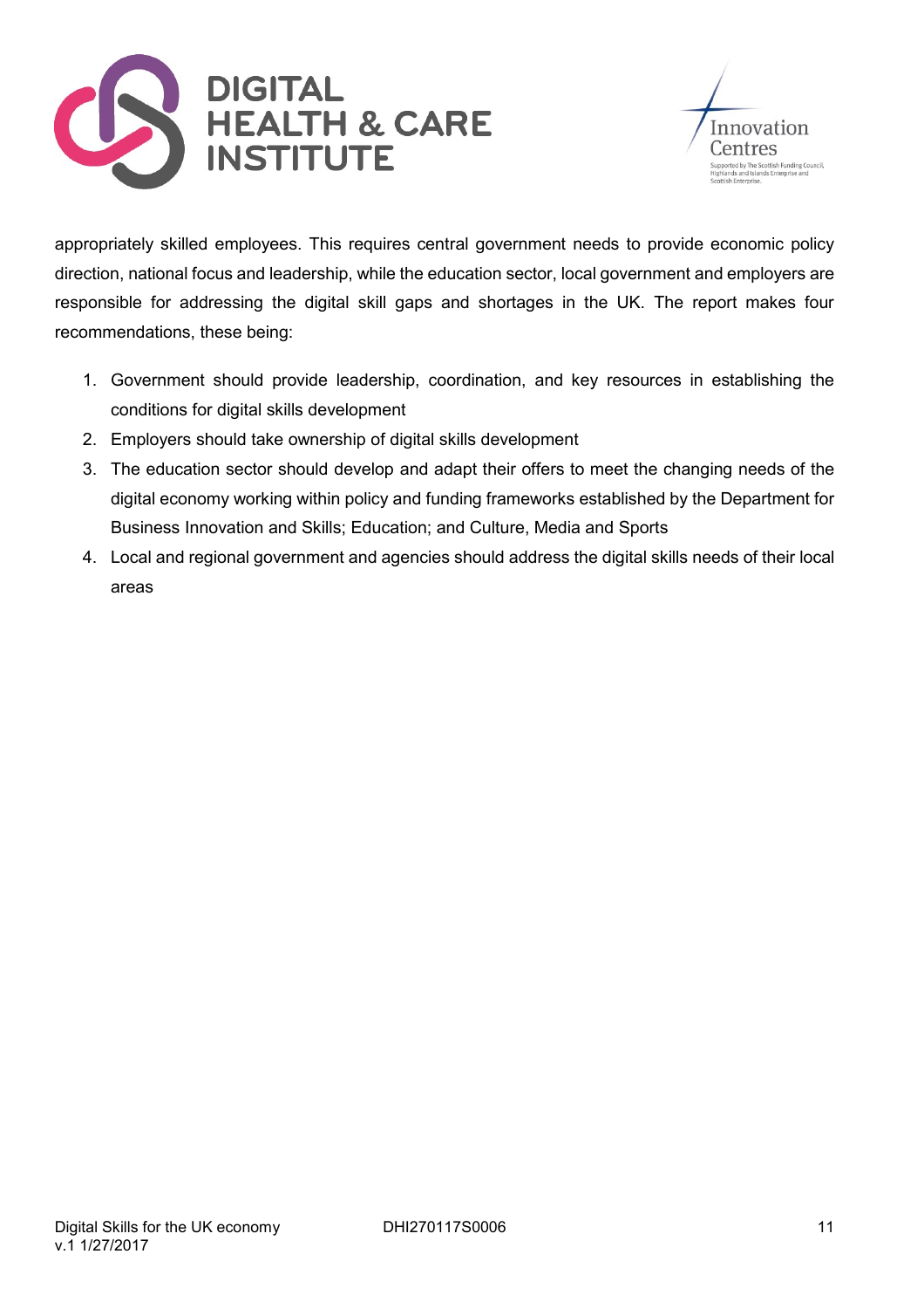appropriately skilled employees. This requires central government needs to provide economic policy direction, national focus and leadership, while the education sector, local government and employers are responsible for addressing the digital skill gaps and shortages in the UK. The report makes four recommendations, these being:

1. Government should provide leadership, coordination, and key resources in establishing the conditions for digital skills development
2. Employers should take ownership of digital skills development
3. The education sector should develop and adapt their offers to meet the changing needs of the digital economy working within policy and funding frameworks established by the Department for Business Innovation and Skills; Education; and Culture, Media and Sports
4. Local and regional government and agencies should address the digital skills needs of their local areas